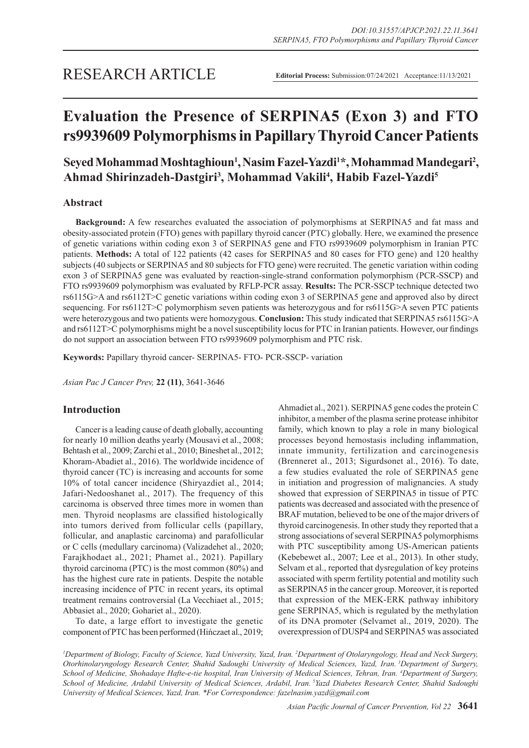RESEARCH ARTICLE

**Editorial Process:** Submission:07/24/2021 Acceptance:11/13/2021

# Evaluation the Presence of SERPINA5 (Exon 3) and FTO rs9939609 Polymorphisms in Papillary Thyroid Cancer Patients

**Seyed Mohammad Moshtaghioun[1], Nasim Fazel-Yazdi[1]*, Mohammad Mandegari[2], Ahmad Shirinzadeh-Dastgiri[3], Mohammad Vakili[4], Habib Fazel-Yazdi[5]**

## Abstract

**Background:** A few researches evaluated the association of polymorphisms at SERPINA5 and fat mass and obesity-associated protein (FTO) genes with papillary thyroid cancer (PTC) globally. Here, we examined the presence of genetic variations within coding exon 3 of SERPINA5 gene and FTO rs9939609 polymorphism in Iranian PTC patients. **Methods:** A total of 122 patients (42 cases for SERPINA5 and 80 cases for FTO gene) and 120 healthy subjects (40 subjects or SERPINA5 and 80 subjects for FTO gene) were recruited. The genetic variation within coding exon 3 of SERPINA5 gene was evaluated by reaction-single-strand conformation polymorphism (PCR-SSCP) and FTO rs9939609 polymorphism was evaluated by RFLP-PCR assay. **Results:** The PCR-SSCP technique detected two rs6115G>A and rs6112T>C genetic variations within coding exon 3 of SERPINA5 gene and approved also by direct sequencing. For rs6112T>C polymorphism seven patients was heterozygous and for rs6115G>A seven PTC patients were heterozygous and two patients were homozygous. **Conclusion:** This study indicated that SERPINA5 rs6115G>A and rs6112T>C polymorphisms might be a novel susceptibility locus for PTC in Iranian patients. However, our findings do not support an association between FTO rs9939609 polymorphism and PTC risk.

**Keywords:** Papillary thyroid cancer- SERPINA5- FTO- PCR-SSCP- variation

*Asian Pac J Cancer Prev,* **22 (11)**, 3641-3646

## Introduction

Cancer is a leading cause of death globally, accounting for nearly 10 million deaths yearly (Mousavi et al., 2008; Behtash et al., 2009; Zarchi et al., 2010; Bineshet al., 2012; Khoram-Abadiet al., 2016). The worldwide incidence of thyroid cancer (TC) is increasing and accounts for some 10% of total cancer incidence (Shiryazdiet al., 2014; Jafari-Nedooshanet al., 2017). The frequency of this carcinoma is observed three times more in women than men. Thyroid neoplasms are classified histologically into tumors derived from follicular cells (papillary, follicular, and anaplastic carcinoma) and parafollicular or C cells (medullary carcinoma) (Valizadehet al., 2020; Farajkhodaet al., 2021; Phamet al., 2021). Papillary thyroid carcinoma (PTC) is the most common (80%) and has the highest cure rate in patients. Despite the notable increasing incidence of PTC in recent years, its optimal treatment remains controversial (La Vecchiaet al., 2015; Abbasiet al., 2020; Gohariet al., 2020).

To date, a large effort to investigate the genetic component of PTC has been performed (Hińczaet al., 2019; Ahmadiet al., 2021). SERPINA5 gene codes the protein C inhibitor, a member of the plasma serine protease inhibitor family, which known to play a role in many biological processes beyond hemostasis including inflammation, innate immunity, fertilization and carcinogenesis (Brenneret al., 2013; Sigurdsonet al., 2016). To date, a few studies evaluated the role of SERPINA5 gene in initiation and progression of malignancies. A study showed that expression of SERPINA5 in tissue of PTC patients was decreased and associated with the presence of BRAF mutation, believed to be one of the major drivers of thyroid carcinogenesis. In other study they reported that a strong associations of several SERPINA5 polymorphisms with PTC susceptibility among US-American patients (Kebebewet al., 2007; Lee et al., 2013). In other study, Selvam et al., reported that dysregulation of key proteins associated with sperm fertility potential and motility such as SERPINA5 in the cancer group. Moreover, it is reported that expression of the MEK-ERK pathway inhibitory gene SERPINA5, which is regulated by the methylation of its DNA promoter (Selvamet al., 2019, 2020). The overexpression of DUSP4 and SERPINA5 was associated

[1]*Department of Biology, Faculty of Science, Yazd University, Yazd, Iran.* [2]*Department of Otolaryngology, Head and Neck Surgery, Otorhinolaryngology Research Center, Shahid Sadoughi University of Medical Sciences, Yazd, Iran.* [3]*Department of Surgery, School of Medicine, Shohadaye Hafte-e-tie hospital, Iran University of Medical Sciences, Tehran, Iran.* [4]*Department of Surgery, School of Medicine, Ardabil University of Medical Sciences, Ardabil, Iran.* [5]*Yazd Diabetes Research Center, Shahid Sadoughi University of Medical Sciences, Yazd, Iran. *For Correspondence: fazelnasim.yazd@gmail.com*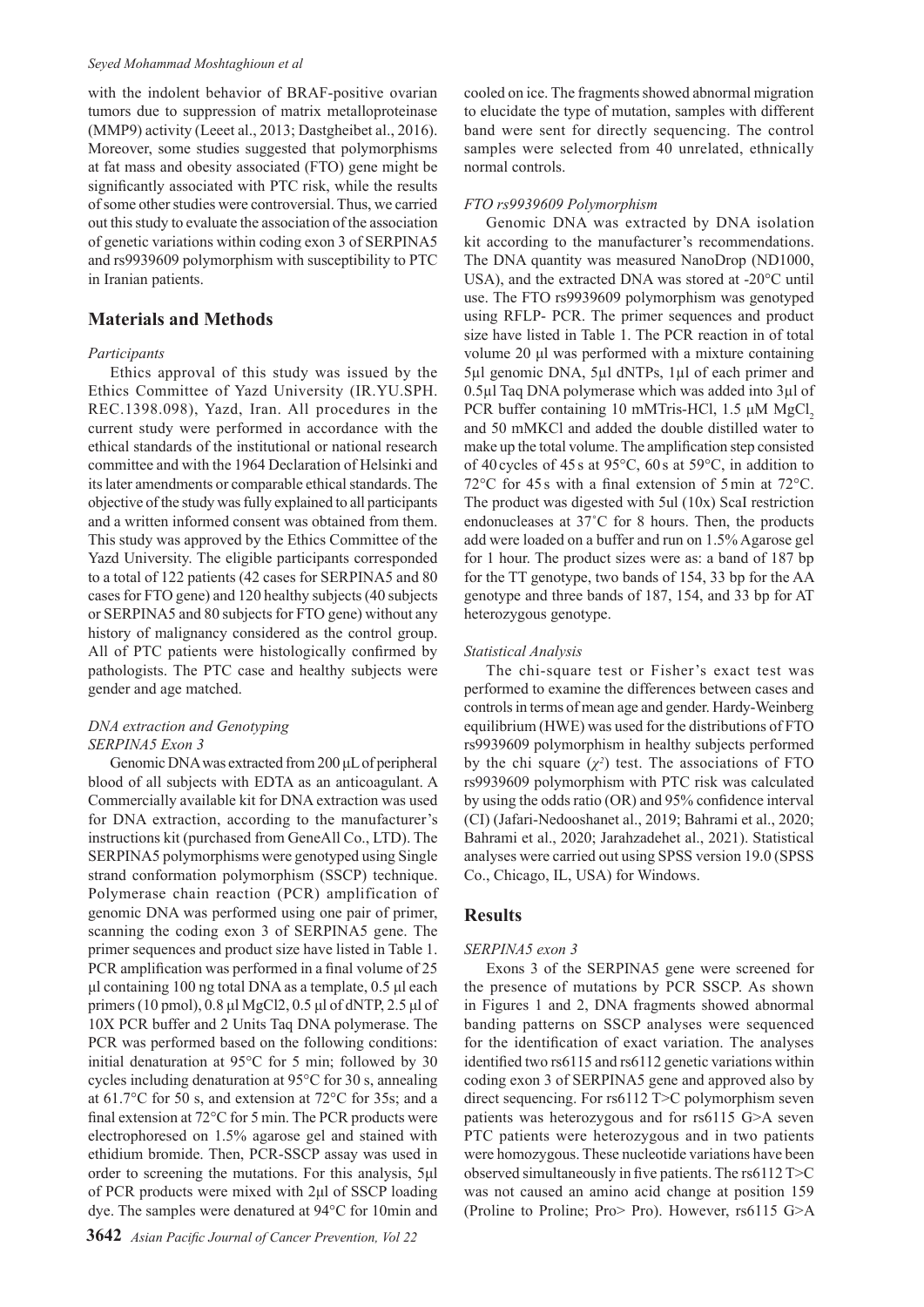with the indolent behavior of BRAF-positive ovarian tumors due to suppression of matrix metalloproteinase (MMP9) activity (Leeet al., 2013; Dastgheibet al., 2016). Moreover, some studies suggested that polymorphisms at fat mass and obesity associated (FTO) gene might be significantly associated with PTC risk, while the results of some other studies were controversial. Thus, we carried out this study to evaluate the association of the association of genetic variations within coding exon 3 of SERPINA5 and rs9939609 polymorphism with susceptibility to PTC in Iranian patients.

## Materials and Methods

### *Participants*

Ethics approval of this study was issued by the Ethics Committee of Yazd University (IR.YU.SPH.REC.1398.098), Yazd, Iran. All procedures in the current study were performed in accordance with the ethical standards of the institutional or national research committee and with the 1964 Declaration of Helsinki and its later amendments or comparable ethical standards. The objective of the study was fully explained to all participants and a written informed consent was obtained from them. This study was approved by the Ethics Committee of the Yazd University. The eligible participants corresponded to a total of 122 patients (42 cases for SERPINA5 and 80 cases for FTO gene) and 120 healthy subjects (40 subjects or SERPINA5 and 80 subjects for FTO gene) without any history of malignancy considered as the control group. All of PTC patients were histologically confirmed by pathologists. The PTC case and healthy subjects were gender and age matched.

### *DNA extraction and Genotyping*

#### *SERPINA5 Exon 3*

Genomic DNA was extracted from 200 µL of peripheral blood of all subjects with EDTA as an anticoagulant. A Commercially available kit for DNA extraction was used for DNA extraction, according to the manufacturer's instructions kit (purchased from GeneAll Co., LTD). The SERPINA5 polymorphisms were genotyped using Single strand conformation polymorphism (SSCP) technique. Polymerase chain reaction (PCR) amplification of genomic DNA was performed using one pair of primer, scanning the coding exon 3 of SERPINA5 gene. The primer sequences and product size have listed in Table 1. PCR amplification was performed in a final volume of 25 µl containing 100 ng total DNA as a template, 0.5 µl each primers (10 pmol), 0.8 µl $MgCl_2$, 0.5 µl of dNTP, 2.5 µl of 10X PCR buffer and 2 Units Taq DNA polymerase. The PCR was performed based on the following conditions: initial denaturation at 95°C for 5 min; followed by 30 cycles including denaturation at 95°C for 30 s, annealing at 61.7°C for 50 s, and extension at 72°C for 35s; and a final extension at 72°C for 5 min. The PCR products were electrophoresed on 1.5% agarose gel and stained with ethidium bromide. Then, PCR-SSCP assay was used in order to screening the mutations. For this analysis, 5µl of PCR products were mixed with 2µl of SSCP loading dye. The samples were denatured at 94°C for 10min and cooled on ice. The fragments showed abnormal migration to elucidate the type of mutation, samples with different band were sent for directly sequencing. The control samples were selected from 40 unrelated, ethnically normal controls.

#### *FTO rs9939609 Polymorphism*

Genomic DNA was extracted by DNA isolation kit according to the manufacturer's recommendations. The DNA quantity was measured NanoDrop (ND1000, USA), and the extracted DNA was stored at -20°C until use. The FTO rs9939609 polymorphism was genotyped using RFLP- PCR. The primer sequences and product size have listed in Table 1. The PCR reaction in of total volume 20 µl was performed with a mixture containing 5µl genomic DNA, 5µl dNTPs, 1µl of each primer and 0.5µl Taq DNA polymerase which was added into 3µl of PCR buffer containing 10 mMTris-HCl, 1.5 µM $MgCl_2$ and 50 mMKCl and added the double distilled water to make up the total volume. The amplification step consisted of 40 cycles of 45 s at 95°C, 60 s at 59°C, in addition to 72°C for 45 s with a final extension of 5 min at 72°C. The product was digested with 5ul (10x) ScaI restriction endonucleases at 37˚C for 8 hours. Then, the products add were loaded on a buffer and run on 1.5% Agarose gel for 1 hour. The product sizes were as: a band of 187 bp for the TT genotype, two bands of 154, 33 bp for the AA genotype and three bands of 187, 154, and 33 bp for AT heterozygous genotype.

### *Statistical Analysis*

The chi-square test or Fisher's exact test was performed to examine the differences between cases and controls in terms of mean age and gender. Hardy-Weinberg equilibrium (HWE) was used for the distributions of FTO rs9939609 polymorphism in healthy subjects performed by the chi square ($\chi^2$) test. The associations of FTO rs9939609 polymorphism with PTC risk was calculated by using the odds ratio (OR) and 95% confidence interval (CI) (Jafari-Nedooshanet al., 2019; Bahrami et al., 2020; Bahrami et al., 2020; Jarahzadehet al., 2021). Statistical analyses were carried out using SPSS version 19.0 (SPSS Co., Chicago, IL, USA) for Windows.

## Results

### *SERPINA5 exon 3*

Exons 3 of the SERPINA5 gene were screened for the presence of mutations by PCR SSCP. As shown in Figures 1 and 2, DNA fragments showed abnormal banding patterns on SSCP analyses were sequenced for the identification of exact variation. The analyses identified two rs6115 and rs6112 genetic variations within coding exon 3 of SERPINA5 gene and approved also by direct sequencing. For rs6112 T>C polymorphism seven patients was heterozygous and for rs6115 G>A seven PTC patients were heterozygous and in two patients were homozygous. These nucleotide variations have been observed simultaneously in five patients. The rs6112 T>C was not caused an amino acid change at position 159 (Proline to Proline; Pro> Pro). However, rs6115 G>A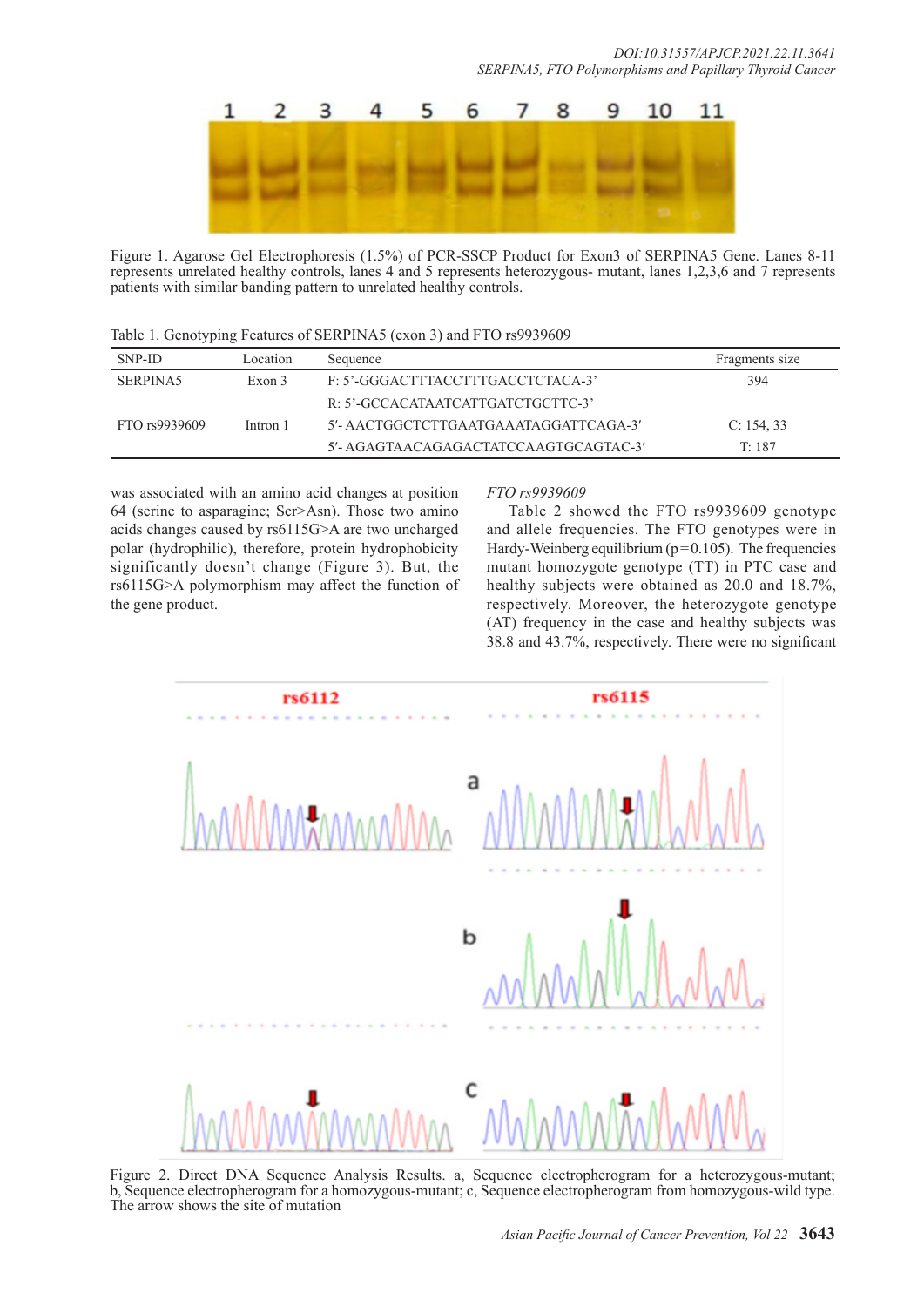Figure 1. Agarose Gel Electrophoresis (1.5%) of PCR-SSCP Product for Exon3 of SERPINA5 Gene. Lanes 8-11 represents unrelated healthy controls, lanes 4 and 5 represents heterozygous- mutant, lanes 1,2,3,6 and 7 represents patients with similar banding pattern to unrelated healthy controls.

Table 1. Genotyping Features of SERPINA5 (exon 3) and FTO rs9939609

| SNP-ID | Location | Sequence | Fragments size |
|---|---|---|---|
| SERPINA5 | Exon 3 | F: 5'-GGGACTTTACCTTTGACCTCTACA-3' | 394 |
| | | R: 5'-GCCACATAATCATTGATCTGCTTC-3' | |
| FTO rs9939609 | Intron 1 | 5′- AACTGGCTCTTGAATGAAATAGGATTCAGA-3′ | C: 154, 33 |
| | | 5′- AGAGTAACAGAGACTATCCAAGTGCAGTAC-3′ | T: 187 |

was associated with an amino acid changes at position 64 (serine to asparagine; Ser>Asn). Those two amino acids changes caused by rs6115G>A are two uncharged polar (hydrophilic), therefore, protein hydrophobicity significantly doesn't change (Figure 3). But, the rs6115G>A polymorphism may affect the function of the gene product.

*FTO rs9939609*

Table 2 showed the FTO rs9939609 genotype and allele frequencies. The FTO genotypes were in Hardy-Weinberg equilibrium ($p=0.105$). The frequencies mutant homozygote genotype (TT) in PTC case and healthy subjects were obtained as 20.0 and 18.7%, respectively. Moreover, the heterozygote genotype (AT) frequency in the case and healthy subjects was 38.8 and 43.7%, respectively. There were no significant

Figure 2. Direct DNA Sequence Analysis Results. a, Sequence electropherogram for a heterozygous-mutant; b, Sequence electropherogram for a homozygous-mutant; c, Sequence electropherogram from homozygous-wild type. The arrow shows the site of mutation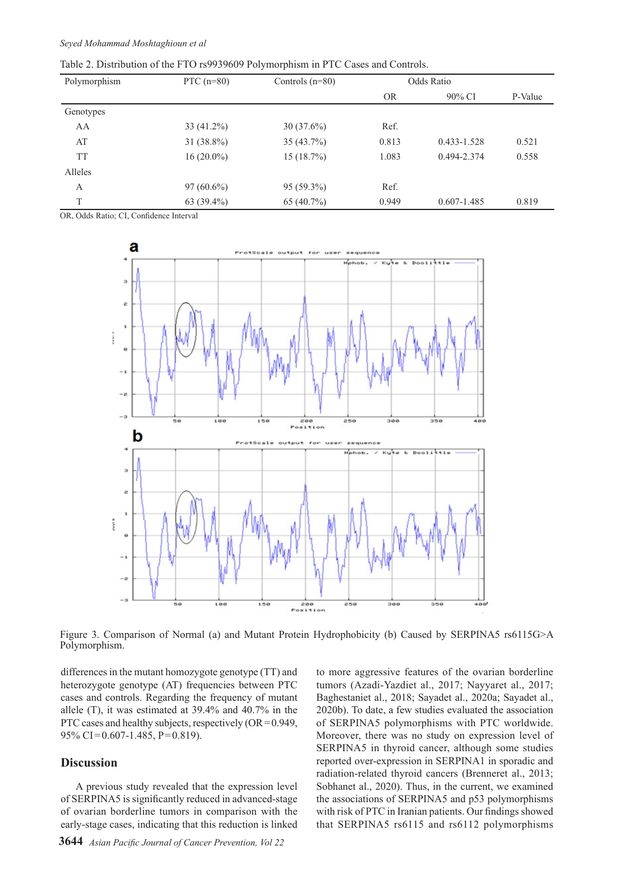Table 2. Distribution of the FTO rs9939609 Polymorphism in PTC Cases and Controls.

| Polymorphism | PTC (n=80) | Controls (n=80) | Odds Ratio | | |
|---|---|---|---|---|---|
| | | | OR | 90% CI | P-Value |
| Genotypes | | | | | |
| AA | 33 (41.2%) | 30 (37.6%) | Ref. | | |
| AT | 31 (38.8%) | 35 (43.7%) | 0.813 | 0.433-1.528 | 0.521 |
| TT | 16 (20.0%) | 15 (18.7%) | 1.083 | 0.494-2.374 | 0.558 |
| Alleles | | | | | |
| A | 97 (60.6%) | 95 (59.3%) | Ref. | | |
| T | 63 (39.4%) | 65 (40.7%) | 0.949 | 0.607-1.485 | 0.819 |

OR, Odds Ratio; CI, Confidence Interval

Figure 3. Comparison of Normal (a) and Mutant Protein Hydrophobicity (b) Caused by SERPINA5 rs6115G>A Polymorphism.

differences in the mutant homozygote genotype (TT) and heterozygote genotype (AT) frequencies between PTC cases and controls. Regarding the frequency of mutant allele (T), it was estimated at 39.4% and 40.7% in the PTC cases and healthy subjects, respectively (OR=0.949, 95% CI=0.607-1.485, P=0.819).

## Discussion

A previous study revealed that the expression level of SERPINA5 is significantly reduced in advanced-stage of ovarian borderline tumors in comparison with the early-stage cases, indicating that this reduction is linked to more aggressive features of the ovarian borderline tumors (Azadi-Yazdiet al., 2017; Nayyaret al., 2017; Baghestaniet al., 2018; Sayadet al., 2020a; Sayadet al., 2020b). To date, a few studies evaluated the association of SERPINA5 polymorphisms with PTC worldwide. Moreover, there was no study on expression level of SERPINA5 in thyroid cancer, although some studies reported over-expression in SERPINA1 in sporadic and radiation-related thyroid cancers (Brenneret al., 2013; Sobhanet al., 2020). Thus, in the current, we examined the associations of SERPINA5 and p53 polymorphisms with risk of PTC in Iranian patients. Our findings showed that SERPINA5 rs6115 and rs6112 polymorphisms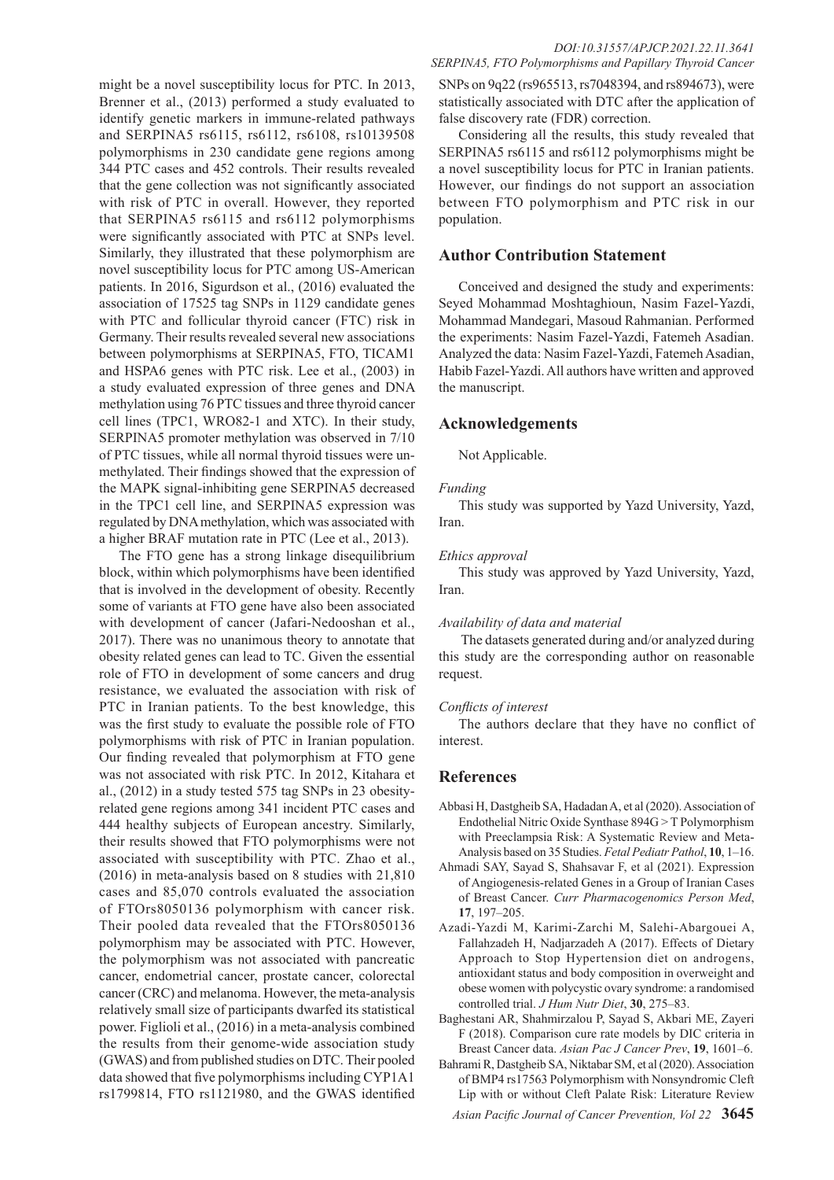might be a novel susceptibility locus for PTC. In 2013, Brenner et al., (2013) performed a study evaluated to identify genetic markers in immune-related pathways and SERPINA5 rs6115, rs6112, rs6108, rs10139508 polymorphisms in 230 candidate gene regions among 344 PTC cases and 452 controls. Their results revealed that the gene collection was not significantly associated with risk of PTC in overall. However, they reported that SERPINA5 rs6115 and rs6112 polymorphisms were significantly associated with PTC at SNPs level. Similarly, they illustrated that these polymorphism are novel susceptibility locus for PTC among US-American patients. In 2016, Sigurdson et al., (2016) evaluated the association of 17525 tag SNPs in 1129 candidate genes with PTC and follicular thyroid cancer (FTC) risk in Germany. Their results revealed several new associations between polymorphisms at SERPINA5, FTO, TICAM1 and HSPA6 genes with PTC risk. Lee et al., (2003) in a study evaluated expression of three genes and DNA methylation using 76 PTC tissues and three thyroid cancer cell lines (TPC1, WRO82-1 and XTC). In their study, SERPINA5 promoter methylation was observed in 7/10 of PTC tissues, while all normal thyroid tissues were un-methylated. Their findings showed that the expression of the MAPK signal-inhibiting gene SERPINA5 decreased in the TPC1 cell line, and SERPINA5 expression was regulated by DNA methylation, which was associated with a higher BRAF mutation rate in PTC (Lee et al., 2013).

The FTO gene has a strong linkage disequilibrium block, within which polymorphisms have been identified that is involved in the development of obesity. Recently some of variants at FTO gene have also been associated with development of cancer (Jafari-Nedooshan et al., 2017). There was no unanimous theory to annotate that obesity related genes can lead to TC. Given the essential role of FTO in development of some cancers and drug resistance, we evaluated the association with risk of PTC in Iranian patients. To the best knowledge, this was the first study to evaluate the possible role of FTO polymorphisms with risk of PTC in Iranian population. Our finding revealed that polymorphism at FTO gene was not associated with risk PTC. In 2012, Kitahara et al., (2012) in a study tested 575 tag SNPs in 23 obesity-related gene regions among 341 incident PTC cases and 444 healthy subjects of European ancestry. Similarly, their results showed that FTO polymorphisms were not associated with susceptibility with PTC. Zhao et al., (2016) in meta-analysis based on 8 studies with 21,810 cases and 85,070 controls evaluated the association of FTOrs8050136 polymorphism with cancer risk. Their pooled data revealed that the FTOrs8050136 polymorphism may be associated with PTC. However, the polymorphism was not associated with pancreatic cancer, endometrial cancer, prostate cancer, colorectal cancer (CRC) and melanoma. However, the meta-analysis relatively small size of participants dwarfed its statistical power. Figlioli et al., (2016) in a meta-analysis combined the results from their genome-wide association study (GWAS) and from published studies on DTC. Their pooled data showed that five polymorphisms including CYP1A1 rs1799814, FTO rs1121980, and the GWAS identified SNPs on 9q22 (rs965513, rs7048394, and rs894673), were statistically associated with DTC after the application of false discovery rate (FDR) correction.

Considering all the results, this study revealed that SERPINA5 rs6115 and rs6112 polymorphisms might be a novel susceptibility locus for PTC in Iranian patients. However, our findings do not support an association between FTO polymorphism and PTC risk in our population.

## Author Contribution Statement

Conceived and designed the study and experiments: Seyed Mohammad Moshtaghioun, Nasim Fazel-Yazdi, Mohammad Mandegari, Masoud Rahmanian. Performed the experiments: Nasim Fazel-Yazdi, Fatemeh Asadian. Analyzed the data: Nasim Fazel-Yazdi, Fatemeh Asadian, Habib Fazel-Yazdi. All authors have written and approved the manuscript.

## Acknowledgements

Not Applicable.

*Funding*

This study was supported by Yazd University, Yazd, Iran.

*Ethics approval*

This study was approved by Yazd University, Yazd, Iran.

*Availability of data and material*

The datasets generated during and/or analyzed during this study are the corresponding author on reasonable request.

*Conflicts of interest*

The authors declare that they have no conflict of interest.

## References

Abbasi H, Dastgheib SA, Hadadan A, et al (2020). Association of Endothelial Nitric Oxide Synthase 894G > T Polymorphism with Preeclampsia Risk: A Systematic Review and Meta-Analysis based on 35 Studies. *Fetal Pediatr Pathol*, **10**, 1–16.

Ahmadi SAY, Sayad S, Shahsavar F, et al (2021). Expression of Angiogenesis-related Genes in a Group of Iranian Cases of Breast Cancer. *Curr Pharmacogenomics Person Med*, **17**, 197–205.

Azadi-Yazdi M, Karimi-Zarchi M, Salehi-Abargouei A, Fallahzadeh H, Nadjarzadeh A (2017). Effects of Dietary Approach to Stop Hypertension diet on androgens, antioxidant status and body composition in overweight and obese women with polycystic ovary syndrome: a randomised controlled trial. *J Hum Nutr Diet*, **30**, 275–83.

Baghestani AR, Shahmirzalou P, Sayad S, Akbari ME, Zayeri F (2018). Comparison cure rate models by DIC criteria in Breast Cancer data. *Asian Pac J Cancer Prev*, **19**, 1601–6.

Bahrami R, Dastgheib SA, Niktabar SM, et al (2020). Association of BMP4 rs17563 Polymorphism with Nonsyndromic Cleft Lip with or without Cleft Palate Risk: Literature Review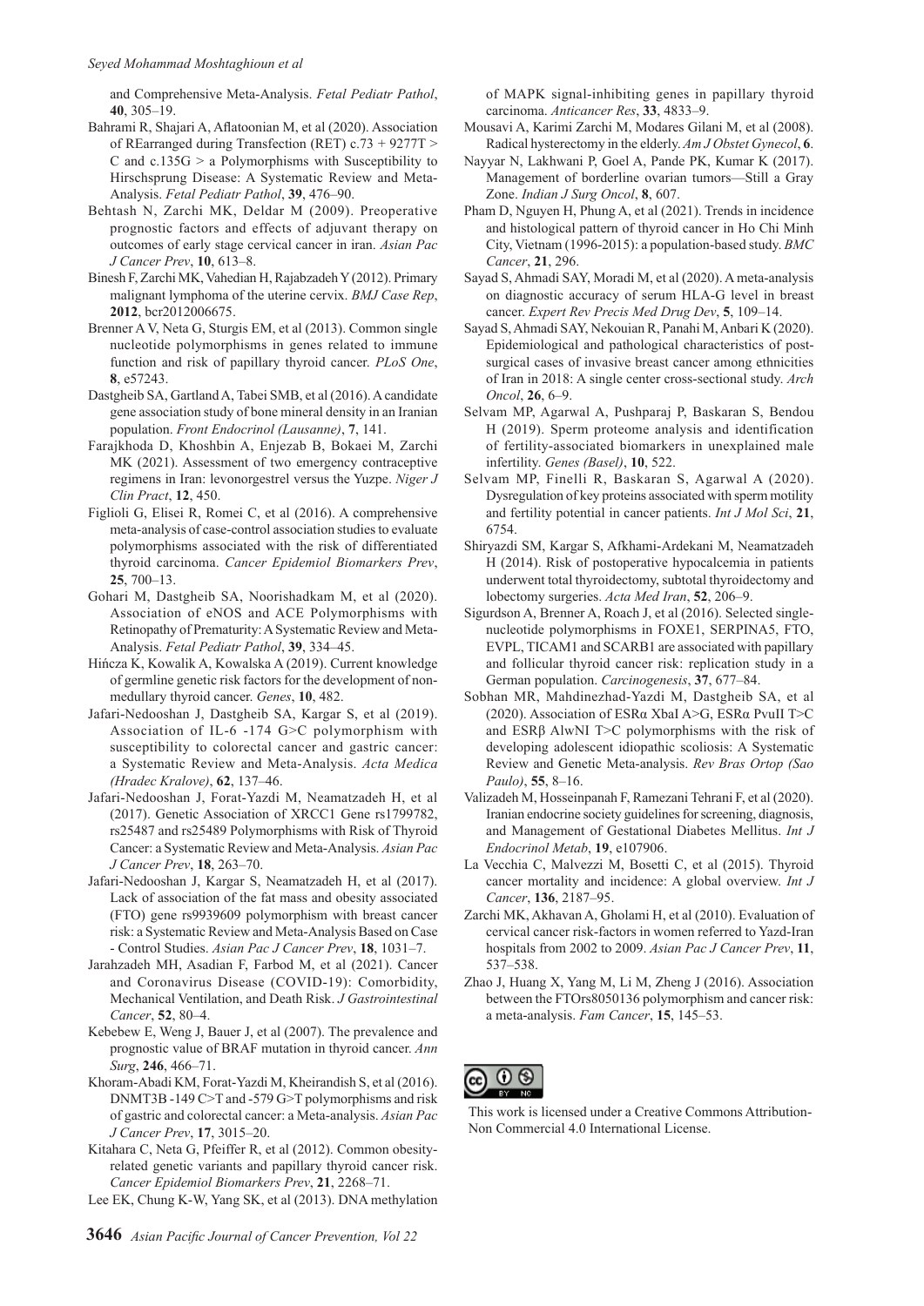and Comprehensive Meta-Analysis. *Fetal Pediatr Pathol*, **40**, 305–19.

Bahrami R, Shajari A, Aflatoonian M, et al (2020). Association of REarranged during Transfection (RET) c.73 + 9277T > C and c.135G > a Polymorphisms with Susceptibility to Hirschsprung Disease: A Systematic Review and Meta-Analysis. *Fetal Pediatr Pathol*, **39**, 476–90.

Behtash N, Zarchi MK, Deldar M (2009). Preoperative prognostic factors and effects of adjuvant therapy on outcomes of early stage cervical cancer in iran. *Asian Pac J Cancer Prev*, **10**, 613–8.

Binesh F, Zarchi MK, Vahedian H, Rajabzadeh Y (2012). Primary malignant lymphoma of the uterine cervix. *BMJ Case Rep*, **2012**, bcr2012006675.

Brenner A V, Neta G, Sturgis EM, et al (2013). Common single nucleotide polymorphisms in genes related to immune function and risk of papillary thyroid cancer. *PLoS One*, **8**, e57243.

Dastgheib SA, Gartland A, Tabei SMB, et al (2016). A candidate gene association study of bone mineral density in an Iranian population. *Front Endocrinol (Lausanne)*, **7**, 141.

Farajkhoda D, Khoshbin A, Enjezab B, Bokaei M, Zarchi MK (2021). Assessment of two emergency contraceptive regimens in Iran: levonorgestrel versus the Yuzpe. *Niger J Clin Pract*, **12**, 450.

Figlioli G, Elisei R, Romei C, et al (2016). A comprehensive meta-analysis of case-control association studies to evaluate polymorphisms associated with the risk of differentiated thyroid carcinoma. *Cancer Epidemiol Biomarkers Prev*, **25**, 700–13.

Gohari M, Dastgheib SA, Noorishadkam M, et al (2020). Association of eNOS and ACE Polymorphisms with Retinopathy of Prematurity: A Systematic Review and Meta-Analysis. *Fetal Pediatr Pathol*, **39**, 334–45.

Hińcza K, Kowalik A, Kowalska A (2019). Current knowledge of germline genetic risk factors for the development of non-medullary thyroid cancer. *Genes*, **10**, 482.

Jafari-Nedooshan J, Dastgheib SA, Kargar S, et al (2019). Association of IL-6 -174 G>C polymorphism with susceptibility to colorectal cancer and gastric cancer: a Systematic Review and Meta-Analysis. *Acta Medica (Hradec Kralove)*, **62**, 137–46.

Jafari-Nedooshan J, Forat-Yazdi M, Neamatzadeh H, et al (2017). Genetic Association of XRCC1 Gene rs1799782, rs25487 and rs25489 Polymorphisms with Risk of Thyroid Cancer: a Systematic Review and Meta-Analysis. *Asian Pac J Cancer Prev*, **18**, 263–70.

Jafari-Nedooshan J, Kargar S, Neamatzadeh H, et al (2017). Lack of association of the fat mass and obesity associated (FTO) gene rs9939609 polymorphism with breast cancer risk: a Systematic Review and Meta-Analysis Based on Case - Control Studies. *Asian Pac J Cancer Prev*, **18**, 1031–7.

Jarahzadeh MH, Asadian F, Farbod M, et al (2021). Cancer and Coronavirus Disease (COVID-19): Comorbidity, Mechanical Ventilation, and Death Risk. *J Gastrointestinal Cancer*, **52**, 80–4.

Kebebew E, Weng J, Bauer J, et al (2007). The prevalence and prognostic value of BRAF mutation in thyroid cancer. *Ann Surg*, **246**, 466–71.

Khoram-Abadi KM, Forat-Yazdi M, Kheirandish S, et al (2016). DNMT3B -149 C>T and -579 G>T polymorphisms and risk of gastric and colorectal cancer: a Meta-analysis. *Asian Pac J Cancer Prev*, **17**, 3015–20.

Kitahara C, Neta G, Pfeiffer R, et al (2012). Common obesity-related genetic variants and papillary thyroid cancer risk. *Cancer Epidemiol Biomarkers Prev*, **21**, 2268–71.

Lee EK, Chung K-W, Yang SK, et al (2013). DNA methylation of MAPK signal-inhibiting genes in papillary thyroid carcinoma. *Anticancer Res*, **33**, 4833–9.

Mousavi A, Karimi Zarchi M, Modares Gilani M, et al (2008). Radical hysterectomy in the elderly. *Am J Obstet Gynecol*, **6**.

Nayyar N, Lakhwani P, Goel A, Pande PK, Kumar K (2017). Management of borderline ovarian tumors—Still a Gray Zone. *Indian J Surg Oncol*, **8**, 607.

Pham D, Nguyen H, Phung A, et al (2021). Trends in incidence and histological pattern of thyroid cancer in Ho Chi Minh City, Vietnam (1996-2015): a population-based study. *BMC Cancer*, **21**, 296.

Sayad S, Ahmadi SAY, Moradi M, et al (2020). A meta-analysis on diagnostic accuracy of serum HLA-G level in breast cancer. *Expert Rev Precis Med Drug Dev*, **5**, 109–14.

Sayad S, Ahmadi SAY, Nekouian R, Panahi M, Anbari K (2020). Epidemiological and pathological characteristics of post-surgical cases of invasive breast cancer among ethnicities of Iran in 2018: A single center cross-sectional study. *Arch Oncol*, **26**, 6–9.

Selvam MP, Agarwal A, Pushparaj P, Baskaran S, Bendou H (2019). Sperm proteome analysis and identification of fertility-associated biomarkers in unexplained male infertility. *Genes (Basel)*, **10**, 522.

Selvam MP, Finelli R, Baskaran S, Agarwal A (2020). Dysregulation of key proteins associated with sperm motility and fertility potential in cancer patients. *Int J Mol Sci*, **21**, 6754.

Shiryazdi SM, Kargar S, Afkhami-Ardekani M, Neamatzadeh H (2014). Risk of postoperative hypocalcemia in patients underwent total thyroidectomy, subtotal thyroidectomy and lobectomy surgeries. *Acta Med Iran*, **52**, 206–9.

Sigurdson A, Brenner A, Roach J, et al (2016). Selected single-nucleotide polymorphisms in FOXE1, SERPINA5, FTO, EVPL, TICAM1 and SCARB1 are associated with papillary and follicular thyroid cancer risk: replication study in a German population. *Carcinogenesis*, **37**, 677–84.

Sobhan MR, Mahdinezhad-Yazdi M, Dastgheib SA, et al (2020). Association of ESRα XbaI A>G, ESRα PvuII T>C and ESRβ AlwNI T>C polymorphisms with the risk of developing adolescent idiopathic scoliosis: A Systematic Review and Genetic Meta-analysis. *Rev Bras Ortop (Sao Paulo)*, **55**, 8–16.

Valizadeh M, Hosseinpanah F, Ramezani Tehrani F, et al (2020). Iranian endocrine society guidelines for screening, diagnosis, and Management of Gestational Diabetes Mellitus. *Int J Endocrinol Metab*, **19**, e107906.

La Vecchia C, Malvezzi M, Bosetti C, et al (2015). Thyroid cancer mortality and incidence: A global overview. *Int J Cancer*, **136**, 2187–95.

Zarchi MK, Akhavan A, Gholami H, et al (2010). Evaluation of cervical cancer risk-factors in women referred to Yazd-Iran hospitals from 2002 to 2009. *Asian Pac J Cancer Prev*, **11**, 537–538.

Zhao J, Huang X, Yang M, Li M, Zheng J (2016). Association between the FTOrs8050136 polymorphism and cancer risk: a meta-analysis. *Fam Cancer*, **15**, 145–53.

This work is licensed under a Creative Commons Attribution-Non Commercial 4.0 International License.